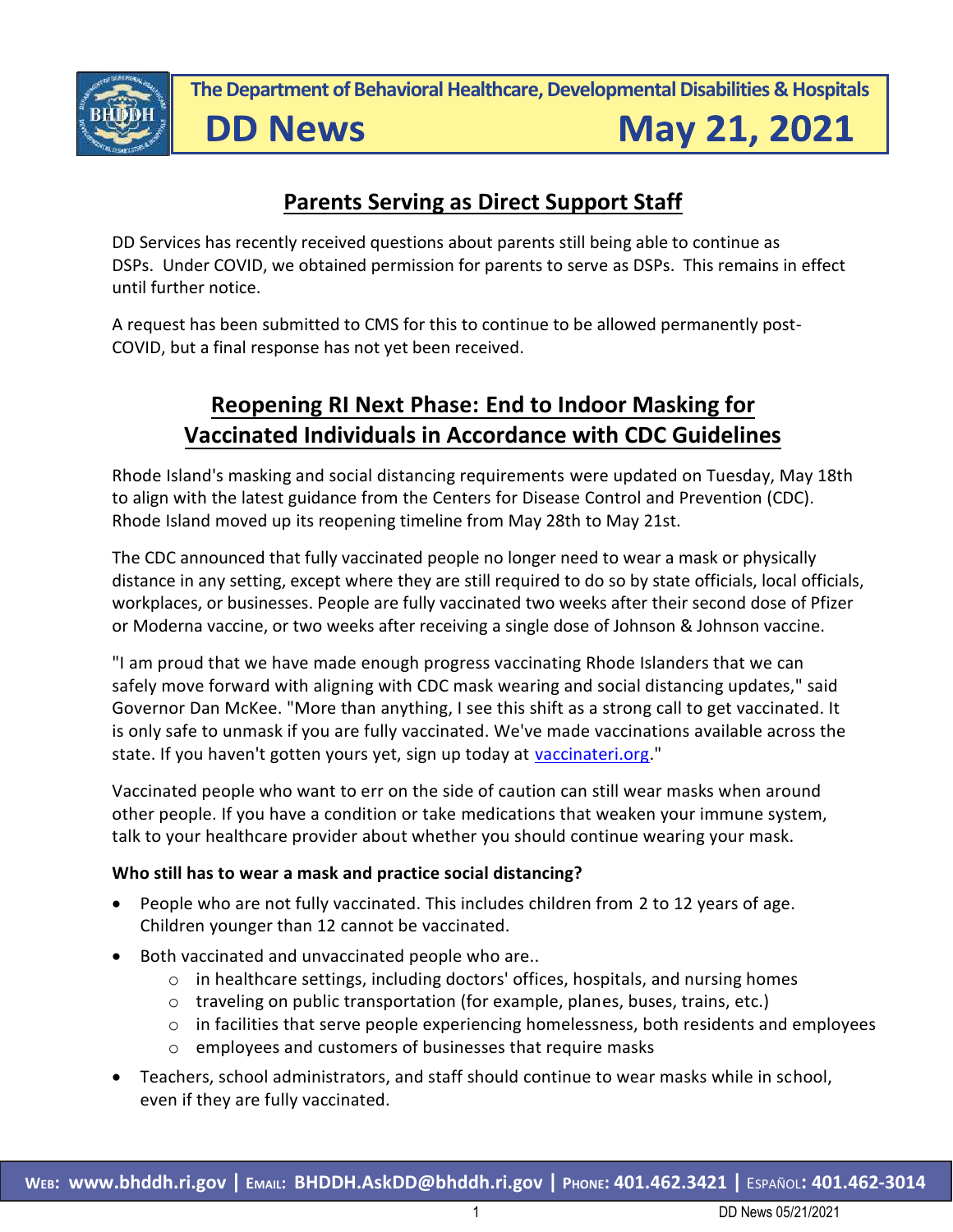**The Department of Behavioral Healthcare, Developmental Disabilities & Hospitals**

# DD News May 21, 2021

## Parents Serving as Direct Support Staff

DD Services has recently received questions about parents still being able to continue as DSPs. Under COVID, we obtained permission for parents to serve as DSPs. This remains in effect until further notice.

A request has been submitted to CMS for this to continue to be allowed permanently post-COVID, but a final response has not yet been received.

## Reopening RI Next Phase: End to Indoor Masking for Vaccinated Individuals in Accordance with CDC Guidelines

Rhode Island's masking and social distancing requirements were updated on Tuesday, May 18th to align with the latest guidance from the Centers for Disease Control and Prevention (CDC). Rhode Island moved up its reopening timeline from May 28th to May 21st.

The CDC announced that fully vaccinated people no longer need to wear a mask or physically distance in any setting, except where they are still required to do so by state officials, local officials, workplaces, or businesses. People are fully vaccinated two weeks after their second dose of Pfizer or Moderna vaccine, or two weeks after receiving a single dose of Johnson & Johnson vaccine.

"I am proud that we have made enough progress vaccinating Rhode Islanders that we can safely move forward with aligning with CDC mask wearing and social distancing updates," said Governor Dan McKee. "More than anything, I see this shift as a strong call to get vaccinated. It is only safe to unmask if you are fully vaccinated. We've made vaccinations available across the state. If you haven't gotten yours yet, sign up today at vaccinateri.org."

Vaccinated people who want to err on the side of caution can still wear masks when around other people. If you have a condition or take medications that weaken your immune system, talk to your healthcare provider about whether you should continue wearing your mask.

**Who still has to wear a mask and practice social distancing?**

- People who are not fully vaccinated. This includes children from 2 to 12 years of age. Children younger than 12 cannot be vaccinated.
- Both vaccinated and unvaccinated people who are..
  - in healthcare settings, including doctors' offices, hospitals, and nursing homes
  - traveling on public transportation (for example, planes, buses, trains, etc.)
  - in facilities that serve people experiencing homelessness, both residents and employees
  - employees and customers of businesses that require masks
- Teachers, school administrators, and staff should continue to wear masks while in school, even if they are fully vaccinated.

**Web: www.bhddh.ri.gov | Email: BHDDH.AskDD@bhddh.ri.gov | Phone: 401.462.3421 | Español: 401.462-3014**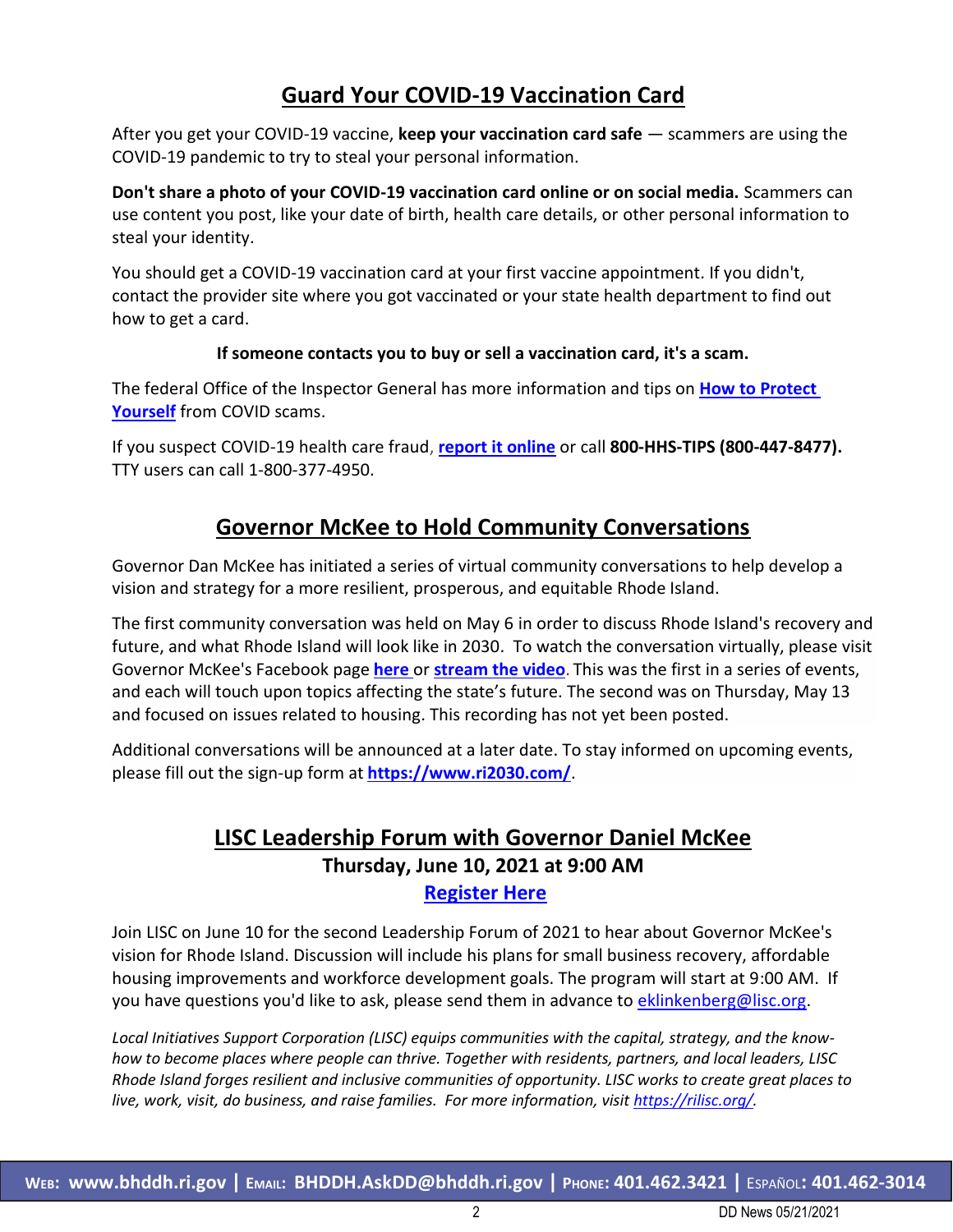## Guard Your COVID-19 Vaccination Card

After you get your COVID-19 vaccine, **keep your vaccination card safe** — scammers are using the COVID-19 pandemic to try to steal your personal information.

**Don't share a photo of your COVID-19 vaccination card online or on social media.** Scammers can use content you post, like your date of birth, health care details, or other personal information to steal your identity.

You should get a COVID-19 vaccination card at your first vaccine appointment. If you didn't, contact the provider site where you got vaccinated or your state health department to find out how to get a card.

**If someone contacts you to buy or sell a vaccination card, it's a scam.**

The federal Office of the Inspector General has more information and tips on **How to Protect Yourself** from COVID scams.

If you suspect COVID-19 health care fraud, **report it online** or call **800-HHS-TIPS (800-447-8477).** TTY users can call 1-800-377-4950.

## Governor McKee to Hold Community Conversations

Governor Dan McKee has initiated a series of virtual community conversations to help develop a vision and strategy for a more resilient, prosperous, and equitable Rhode Island.

The first community conversation was held on May 6 in order to discuss Rhode Island's recovery and future, and what Rhode Island will look like in 2030. To watch the conversation virtually, please visit Governor McKee's Facebook page **here** or **stream the video**. This was the first in a series of events, and each will touch upon topics affecting the state's future. The second was on Thursday, May 13 and focused on issues related to housing. This recording has not yet been posted.

Additional conversations will be announced at a later date. To stay informed on upcoming events, please fill out the sign-up form at **https://www.ri2030.com/**.

## LISC Leadership Forum with Governor Daniel McKee

**Thursday, June 10, 2021 at 9:00 AM**

**Register Here**

Join LISC on June 10 for the second Leadership Forum of 2021 to hear about Governor McKee's vision for Rhode Island. Discussion will include his plans for small business recovery, affordable housing improvements and workforce development goals. The program will start at 9:00 AM. If you have questions you'd like to ask, please send them in advance to eklinkenberg@lisc.org.

*Local Initiatives Support Corporation (LISC) equips communities with the capital, strategy, and the know-how to become places where people can thrive. Together with residents, partners, and local leaders, LISC Rhode Island forges resilient and inclusive communities of opportunity. LISC works to create great places to live, work, visit, do business, and raise families. For more information, visit https://rilisc.org/.*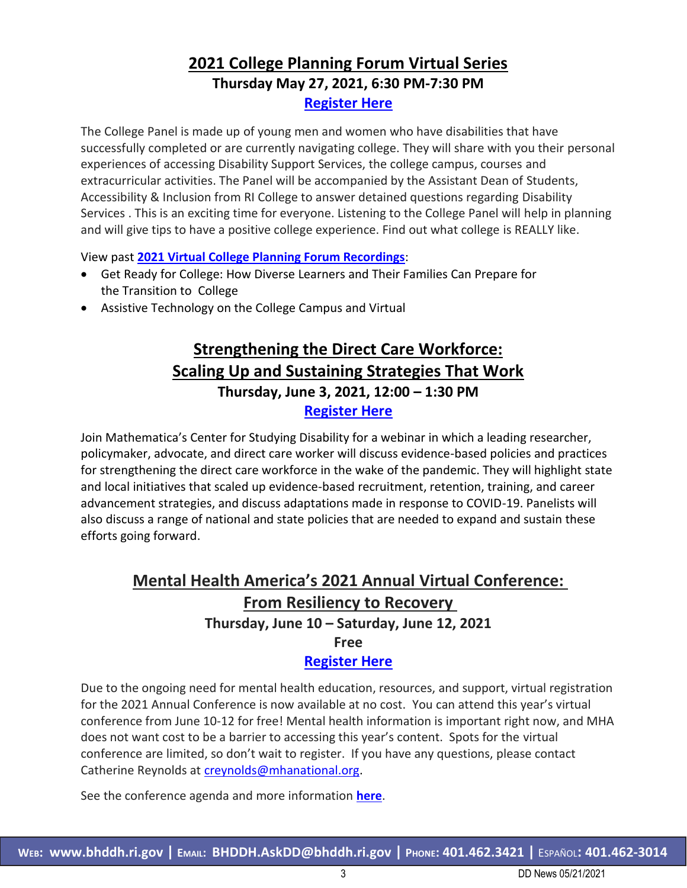## 2021 College Planning Forum Virtual Series

**Thursday May 27, 2021, 6:30 PM-7:30 PM**

**Register Here**

The College Panel is made up of young men and women who have disabilities that have successfully completed or are currently navigating college. They will share with you their personal experiences of accessing Disability Support Services, the college campus, courses and extracurricular activities. The Panel will be accompanied by the Assistant Dean of Students, Accessibility & Inclusion from RI College to answer detained questions regarding Disability Services . This is an exciting time for everyone. Listening to the College Panel will help in planning and will give tips to have a positive college experience. Find out what college is REALLY like.

View past **2021 Virtual College Planning Forum Recordings**:

- Get Ready for College: How Diverse Learners and Their Families Can Prepare for the Transition to College
- Assistive Technology on the College Campus and Virtual

## Strengthening the Direct Care Workforce: Scaling Up and Sustaining Strategies That Work

**Thursday, June 3, 2021, 12:00 – 1:30 PM**

**Register Here**

Join Mathematica's Center for Studying Disability for a webinar in which a leading researcher, policymaker, advocate, and direct care worker will discuss evidence-based policies and practices for strengthening the direct care workforce in the wake of the pandemic. They will highlight state and local initiatives that scaled up evidence-based recruitment, retention, training, and career advancement strategies, and discuss adaptations made in response to COVID-19. Panelists will also discuss a range of national and state policies that are needed to expand and sustain these efforts going forward.

## Mental Health America's 2021 Annual Virtual Conference: From Resiliency to Recovery

**Thursday, June 10 – Saturday, June 12, 2021**

**Free**

**Register Here**

Due to the ongoing need for mental health education, resources, and support, virtual registration for the 2021 Annual Conference is now available at no cost. You can attend this year's virtual conference from June 10-12 for free! Mental health information is important right now, and MHA does not want cost to be a barrier to accessing this year's content. Spots for the virtual conference are limited, so don't wait to register. If you have any questions, please contact Catherine Reynolds at creynolds@mhanational.org.

See the conference agenda and more information **here**.

**Web: www.bhddh.ri.gov | Email: BHDDH.AskDD@bhddh.ri.gov | Phone: 401.462.3421 | Español: 401.462-3014**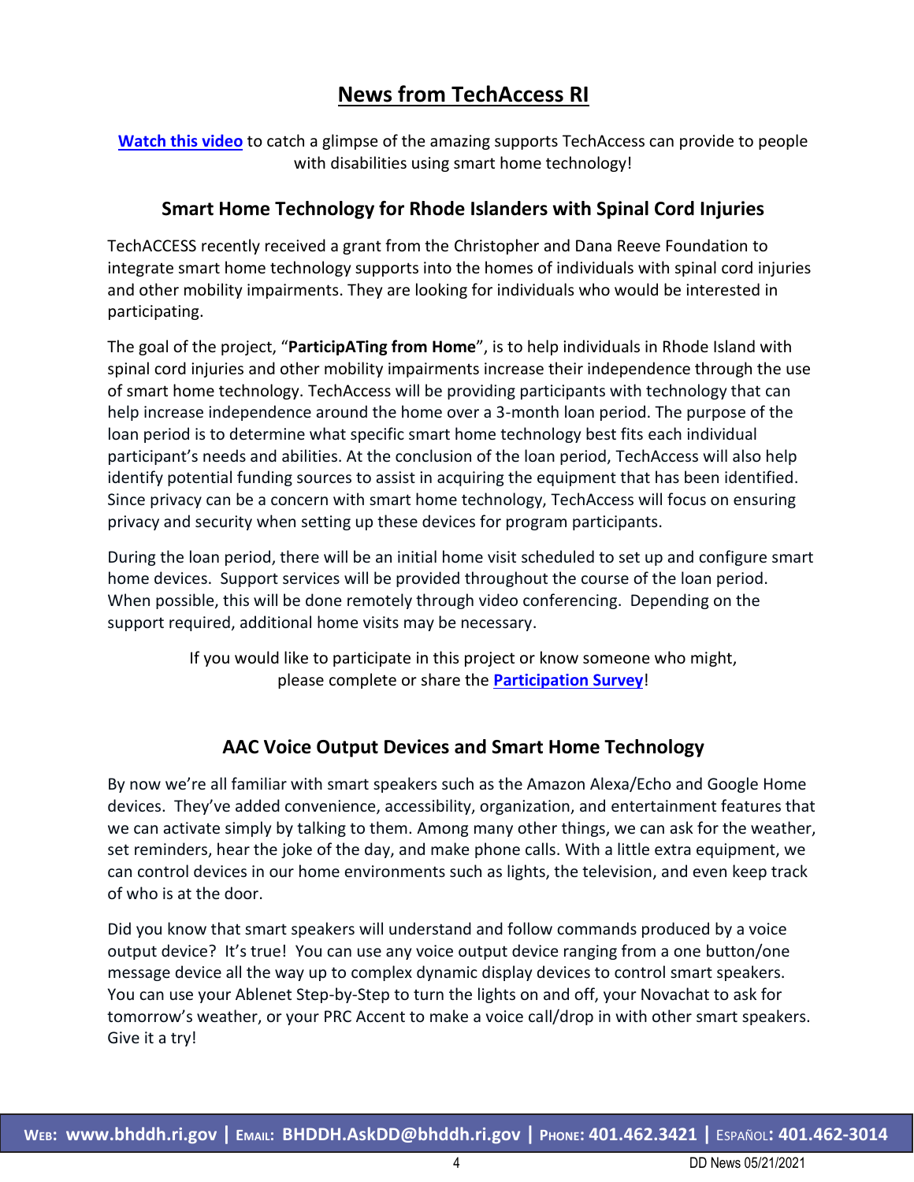# News from TechAccess RI

**Watch this video** to catch a glimpse of the amazing supports TechAccess can provide to people with disabilities using smart home technology!

## Smart Home Technology for Rhode Islanders with Spinal Cord Injuries

TechACCESS recently received a grant from the Christopher and Dana Reeve Foundation to integrate smart home technology supports into the homes of individuals with spinal cord injuries and other mobility impairments. They are looking for individuals who would be interested in participating.

The goal of the project, "**ParticipATing from Home**", is to help individuals in Rhode Island with spinal cord injuries and other mobility impairments increase their independence through the use of smart home technology. TechAccess will be providing participants with technology that can help increase independence around the home over a 3-month loan period. The purpose of the loan period is to determine what specific smart home technology best fits each individual participant's needs and abilities. At the conclusion of the loan period, TechAccess will also help identify potential funding sources to assist in acquiring the equipment that has been identified. Since privacy can be a concern with smart home technology, TechAccess will focus on ensuring privacy and security when setting up these devices for program participants.

During the loan period, there will be an initial home visit scheduled to set up and configure smart home devices. Support services will be provided throughout the course of the loan period. When possible, this will be done remotely through video conferencing. Depending on the support required, additional home visits may be necessary.

If you would like to participate in this project or know someone who might, please complete or share the **Participation Survey**!

## AAC Voice Output Devices and Smart Home Technology

By now we're all familiar with smart speakers such as the Amazon Alexa/Echo and Google Home devices. They've added convenience, accessibility, organization, and entertainment features that we can activate simply by talking to them. Among many other things, we can ask for the weather, set reminders, hear the joke of the day, and make phone calls. With a little extra equipment, we can control devices in our home environments such as lights, the television, and even keep track of who is at the door.

Did you know that smart speakers will understand and follow commands produced by a voice output device? It's true! You can use any voice output device ranging from a one button/one message device all the way up to complex dynamic display devices to control smart speakers. You can use your Ablenet Step-by-Step to turn the lights on and off, your Novachat to ask for tomorrow's weather, or your PRC Accent to make a voice call/drop in with other smart speakers. Give it a try!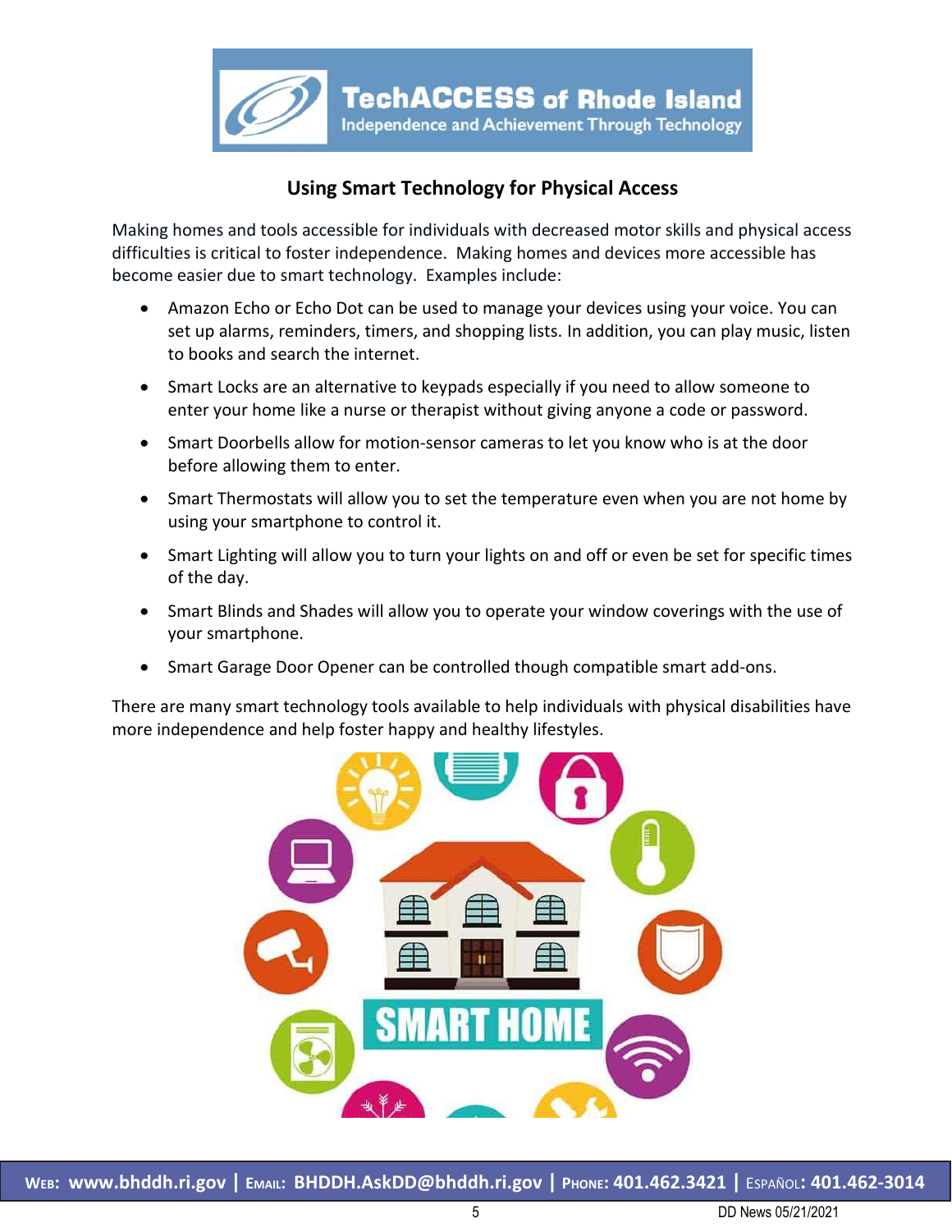TechACCESS of Rhode Island
Independence and Achievement Through Technology

## Using Smart Technology for Physical Access

Making homes and tools accessible for individuals with decreased motor skills and physical access difficulties is critical to foster independence. Making homes and devices more accessible has become easier due to smart technology. Examples include:

- Amazon Echo or Echo Dot can be used to manage your devices using your voice. You can set up alarms, reminders, timers, and shopping lists. In addition, you can play music, listen to books and search the internet.
- Smart Locks are an alternative to keypads especially if you need to allow someone to enter your home like a nurse or therapist without giving anyone a code or password.
- Smart Doorbells allow for motion-sensor cameras to let you know who is at the door before allowing them to enter.
- Smart Thermostats will allow you to set the temperature even when you are not home by using your smartphone to control it.
- Smart Lighting will allow you to turn your lights on and off or even be set for specific times of the day.
- Smart Blinds and Shades will allow you to operate your window coverings with the use of your smartphone.
- Smart Garage Door Opener can be controlled though compatible smart add-ons.

There are many smart technology tools available to help individuals with physical disabilities have more independence and help foster happy and healthy lifestyles.

SMART HOME

Web: www.bhddh.ri.gov | Email: BHDDH.AskDD@bhddh.ri.gov | Phone: 401.462.3421 | Español: 401.462-3014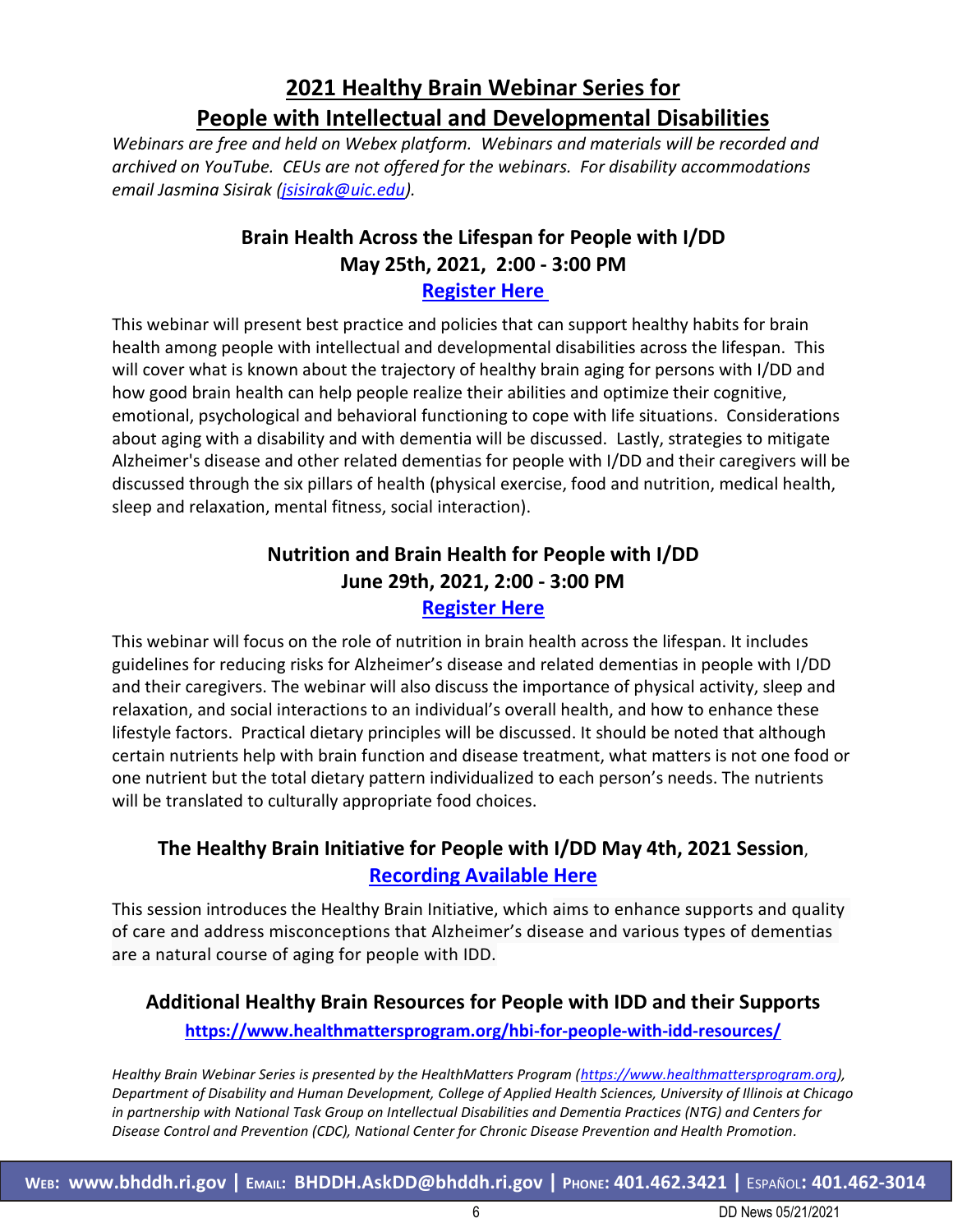# 2021 Healthy Brain Webinar Series for People with Intellectual and Developmental Disabilities

*Webinars are free and held on Webex platform. Webinars and materials will be recorded and archived on YouTube. CEUs are not offered for the webinars. For disability accommodations email Jasmina Sisirak (jsisirak@uic.edu).*

## Brain Health Across the Lifespan for People with I/DD
### May 25th, 2021, 2:00 - 3:00 PM

**Register Here**

This webinar will present best practice and policies that can support healthy habits for brain health among people with intellectual and developmental disabilities across the lifespan. This will cover what is known about the trajectory of healthy brain aging for persons with I/DD and how good brain health can help people realize their abilities and optimize their cognitive, emotional, psychological and behavioral functioning to cope with life situations. Considerations about aging with a disability and with dementia will be discussed. Lastly, strategies to mitigate Alzheimer's disease and other related dementias for people with I/DD and their caregivers will be discussed through the six pillars of health (physical exercise, food and nutrition, medical health, sleep and relaxation, mental fitness, social interaction).

## Nutrition and Brain Health for People with I/DD
### June 29th, 2021, 2:00 - 3:00 PM

**Register Here**

This webinar will focus on the role of nutrition in brain health across the lifespan. It includes guidelines for reducing risks for Alzheimer's disease and related dementias in people with I/DD and their caregivers. The webinar will also discuss the importance of physical activity, sleep and relaxation, and social interactions to an individual's overall health, and how to enhance these lifestyle factors. Practical dietary principles will be discussed. It should be noted that although certain nutrients help with brain function and disease treatment, what matters is not one food or one nutrient but the total dietary pattern individualized to each person's needs. The nutrients will be translated to culturally appropriate food choices.

## The Healthy Brain Initiative for People with I/DD May 4th, 2021 Session,

**Recording Available Here**

This session introduces the Healthy Brain Initiative, which aims to enhance supports and quality of care and address misconceptions that Alzheimer's disease and various types of dementias are a natural course of aging for people with IDD.

## Additional Healthy Brain Resources for People with IDD and their Supports

**https://www.healthmattersprogram.org/hbi-for-people-with-idd-resources/**

*Healthy Brain Webinar Series is presented by the HealthMatters Program (https://www.healthmattersprogram.org), Department of Disability and Human Development, College of Applied Health Sciences, University of Illinois at Chicago in partnership with National Task Group on Intellectual Disabilities and Dementia Practices (NTG) and Centers for Disease Control and Prevention (CDC), National Center for Chronic Disease Prevention and Health Promotion.*

**WEB: www.bhddh.ri.gov | EMAIL: BHDDH.AskDD@bhddh.ri.gov | PHONE: 401.462.3421 | ESPAÑOL: 401.462-3014**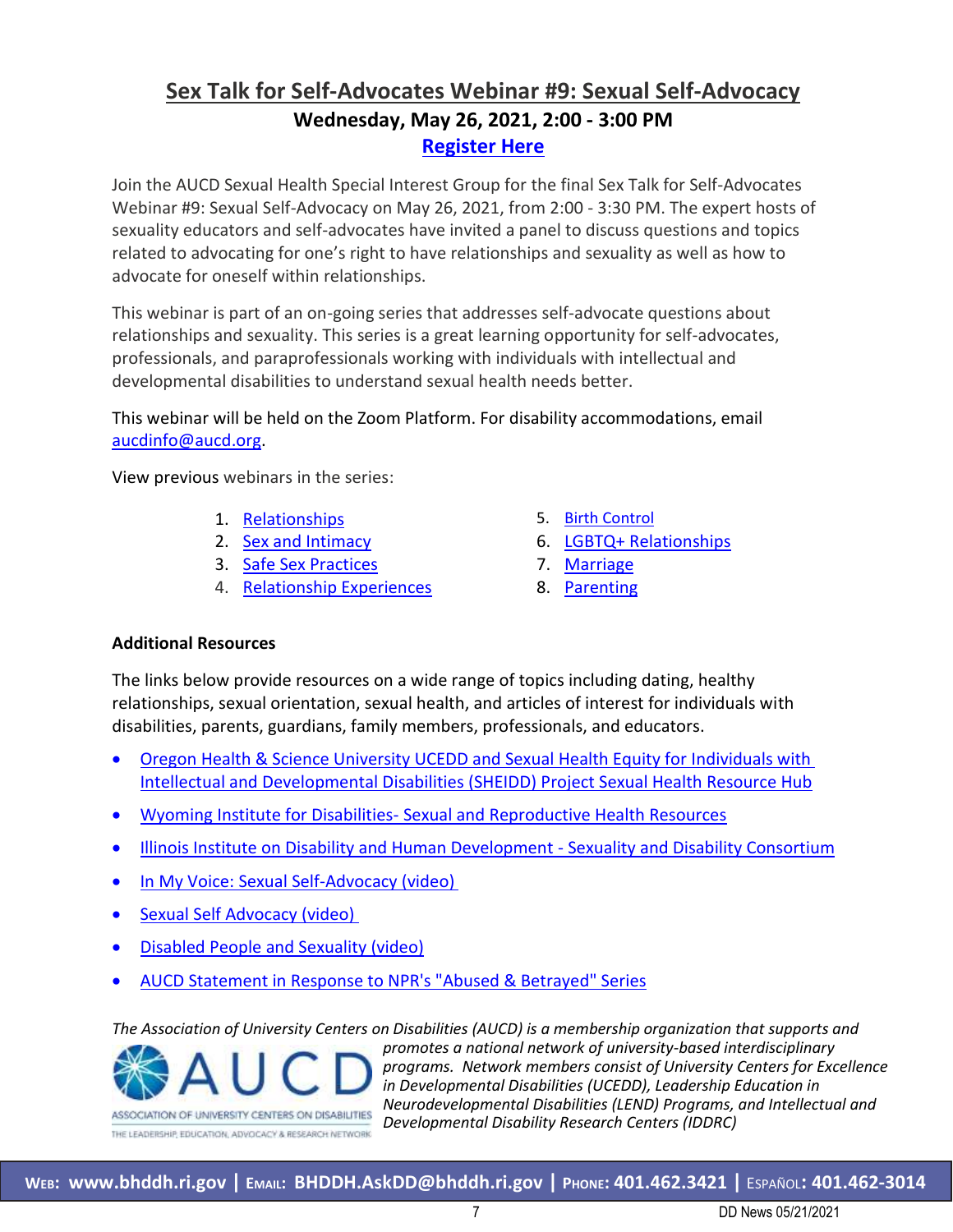## Sex Talk for Self-Advocates Webinar #9: Sexual Self-Advocacy

**Wednesday, May 26, 2021, 2:00 - 3:00 PM**

**Register Here**

Join the AUCD Sexual Health Special Interest Group for the final Sex Talk for Self-Advocates Webinar #9: Sexual Self-Advocacy on May 26, 2021, from 2:00 - 3:30 PM. The expert hosts of sexuality educators and self-advocates have invited a panel to discuss questions and topics related to advocating for one's right to have relationships and sexuality as well as how to advocate for oneself within relationships.

This webinar is part of an on-going series that addresses self-advocate questions about relationships and sexuality. This series is a great learning opportunity for self-advocates, professionals, and paraprofessionals working with individuals with intellectual and developmental disabilities to understand sexual health needs better.

This webinar will be held on the Zoom Platform. For disability accommodations, email aucdinfo@aucd.org.

View previous webinars in the series:

1. Relationships
2. Sex and Intimacy
3. Safe Sex Practices
4. Relationship Experiences
5. Birth Control
6. LGBTQ+ Relationships
7. Marriage
8. Parenting

**Additional Resources**

The links below provide resources on a wide range of topics including dating, healthy relationships, sexual orientation, sexual health, and articles of interest for individuals with disabilities, parents, guardians, family members, professionals, and educators.

- Oregon Health & Science University UCEDD and Sexual Health Equity for Individuals with Intellectual and Developmental Disabilities (SHEIDD) Project Sexual Health Resource Hub
- Wyoming Institute for Disabilities- Sexual and Reproductive Health Resources
- Illinois Institute on Disability and Human Development - Sexuality and Disability Consortium
- In My Voice: Sexual Self-Advocacy (video)
- Sexual Self Advocacy (video)
- Disabled People and Sexuality (video)
- AUCD Statement in Response to NPR's "Abused & Betrayed" Series

AUCD — ASSOCIATION OF UNIVERSITY CENTERS ON DISABILITIES — THE LEADERSHIP, EDUCATION, ADVOCACY & RESEARCH NETWORK

*The Association of University Centers on Disabilities (AUCD) is a membership organization that supports and promotes a national network of university-based interdisciplinary programs. Network members consist of University Centers for Excellence in Developmental Disabilities (UCEDD), Leadership Education in Neurodevelopmental Disabilities (LEND) Programs, and Intellectual and Developmental Disability Research Centers (IDDRC)*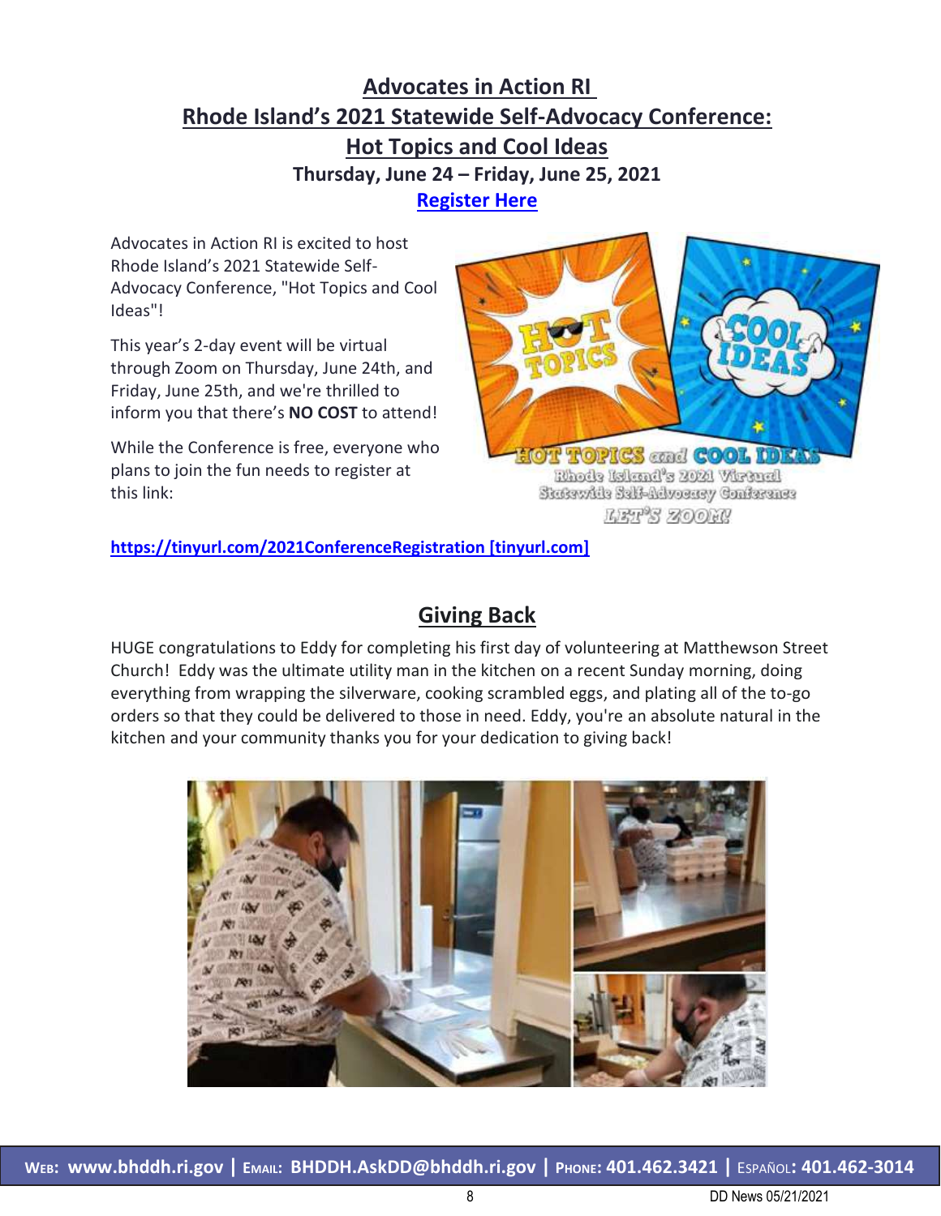## Advocates in Action RI
## Rhode Island's 2021 Statewide Self-Advocacy Conference:
## Hot Topics and Cool Ideas

**Thursday, June 24 – Friday, June 25, 2021**

**Register Here**

Advocates in Action RI is excited to host Rhode Island's 2021 Statewide Self-Advocacy Conference, "Hot Topics and Cool Ideas"!

This year's 2-day event will be virtual through Zoom on Thursday, June 24th, and Friday, June 25th, and we're thrilled to inform you that there's **NO COST** to attend!

While the Conference is free, everyone who plans to join the fun needs to register at this link:

**https://tinyurl.com/2021ConferenceRegistration [tinyurl.com]**

## Giving Back

HUGE congratulations to Eddy for completing his first day of volunteering at Matthewson Street Church! Eddy was the ultimate utility man in the kitchen on a recent Sunday morning, doing everything from wrapping the silverware, cooking scrambled eggs, and plating all of the to-go orders so that they could be delivered to those in need. Eddy, you're an absolute natural in the kitchen and your community thanks you for your dedication to giving back!

**Web: www.bhddh.ri.gov | Email: BHDDH.AskDD@bhddh.ri.gov | Phone: 401.462.3421 | Español: 401.462-3014**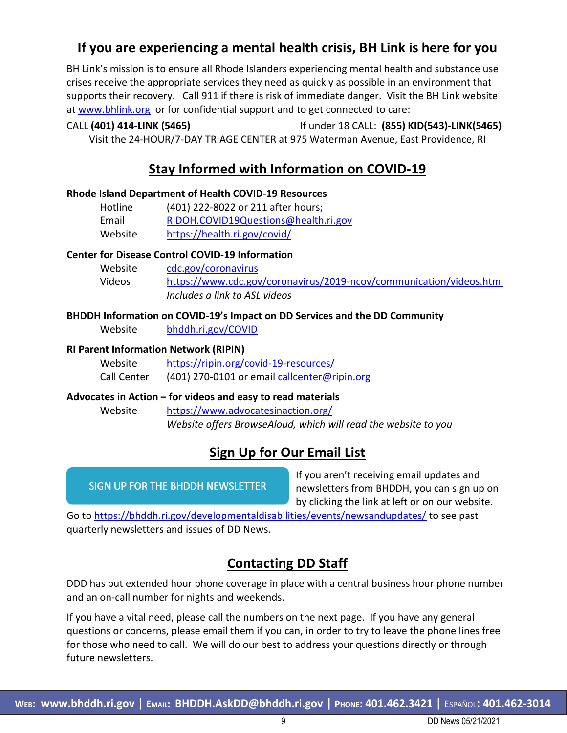## If you are experiencing a mental health crisis, BH Link is here for you

BH Link's mission is to ensure all Rhode Islanders experiencing mental health and substance use crises receive the appropriate services they need as quickly as possible in an environment that supports their recovery. Call 911 if there is risk of immediate danger. Visit the BH Link website at www.bhlink.org or for confidential support and to get connected to care:

CALL **(401) 414-LINK (5465)** If under 18 CALL: **(855) KID(543)-LINK(5465)**

Visit the 24-HOUR/7-DAY TRIAGE CENTER at 975 Waterman Avenue, East Providence, RI

## Stay Informed with Information on COVID-19

**Rhode Island Department of Health COVID-19 Resources**

- Hotline: (401) 222-8022 or 211 after hours;
- Email: RIDOH.COVID19Questions@health.ri.gov
- Website: https://health.ri.gov/covid/

**Center for Disease Control COVID-19 Information**

- Website: cdc.gov/coronavirus
- Videos: https://www.cdc.gov/coronavirus/2019-ncov/communication/videos.html
  *Includes a link to ASL videos*

**BHDDH Information on COVID-19's Impact on DD Services and the DD Community**

- Website: bhddh.ri.gov/COVID

**RI Parent Information Network (RIPIN)**

- Website: https://ripin.org/covid-19-resources/
- Call Center: (401) 270-0101 or email callcenter@ripin.org

**Advocates in Action – for videos and easy to read materials**

- Website: https://www.advocatesinaction.org/
  *Website offers BrowseAloud, which will read the website to you*

## Sign Up for Our Email List

SIGN UP FOR THE BHDDH NEWSLETTER

If you aren't receiving email updates and newsletters from BHDDH, you can sign up on by clicking the link at left or on our website.

Go to https://bhddh.ri.gov/developmentaldisabilities/events/newsandupdates/ to see past quarterly newsletters and issues of DD News.

## Contacting DD Staff

DDD has put extended hour phone coverage in place with a central business hour phone number and an on-call number for nights and weekends.

If you have a vital need, please call the numbers on the next page. If you have any general questions or concerns, please email them if you can, in order to try to leave the phone lines free for those who need to call. We will do our best to address your questions directly or through future newsletters.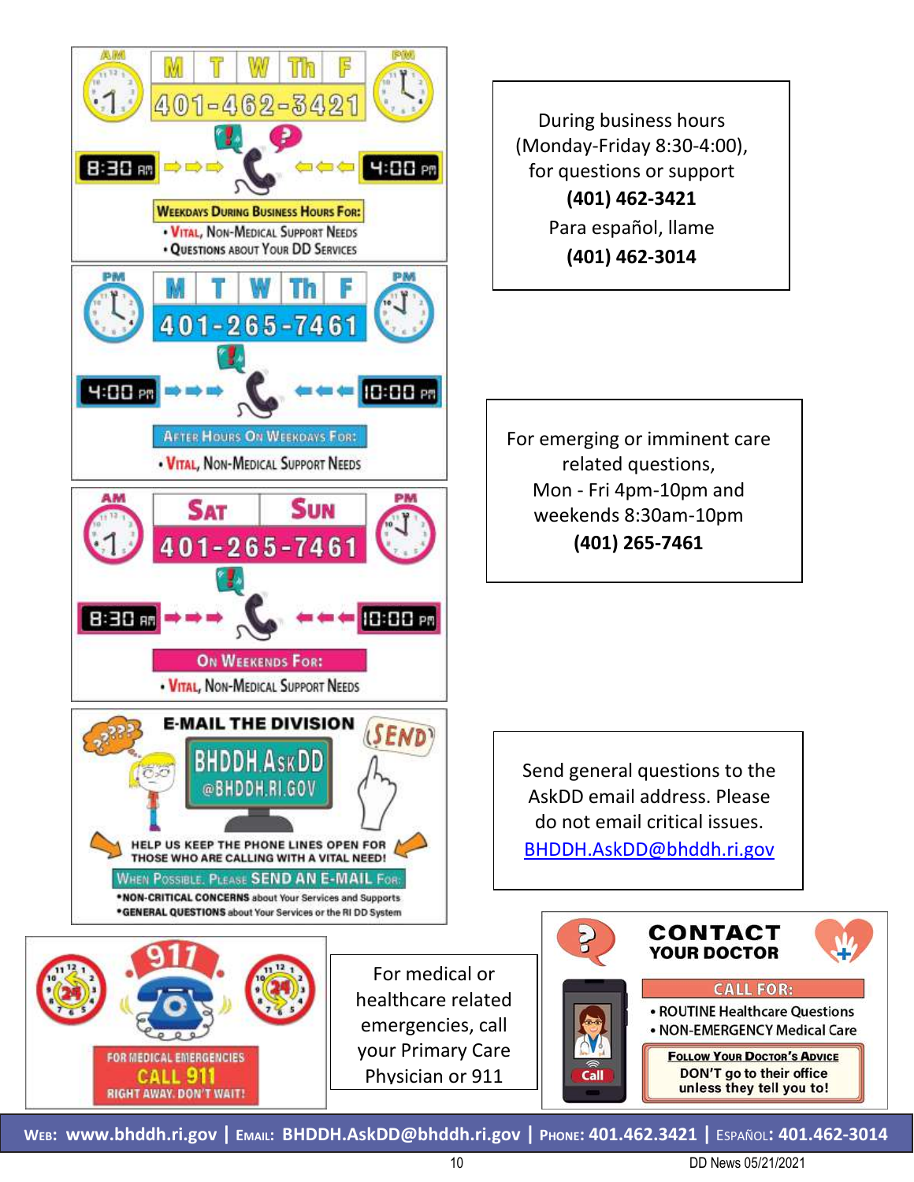**AM** | **M T W Th F** | **PM**

**401-462-3421**

8:30 AM → → → ← ← ← 4:00 PM

**WEEKDAYS DURING BUSINESS HOURS FOR:**

- VITAL, NON-MEDICAL SUPPORT NEEDS
- QUESTIONS ABOUT YOUR DD SERVICES

During business hours (Monday-Friday 8:30-4:00), for questions or support

**(401) 462-3421**

Para español, llame

**(401) 462-3014**

**PM** | **M T W Th F** | **PM**

**401-265-7461**

4:00 PM → → → ← ← ← 10:00 PM

**AFTER HOURS ON WEEKDAYS FOR:**

- VITAL, NON-MEDICAL SUPPORT NEEDS

For emerging or imminent care related questions, Mon - Fri 4pm-10pm and weekends 8:30am-10pm

**(401) 265-7461**

**AM** | **SAT SUN** | **PM**

**401-265-7461**

8:30 AM → → → ← ← ← 10:00 PM

**ON WEEKENDS FOR:**

- VITAL, NON-MEDICAL SUPPORT NEEDS

**E-MAIL THE DIVISION**

**BHDDH.AskDD@BHDDH.RI.GOV**

SEND

HELP US KEEP THE PHONE LINES OPEN FOR THOSE WHO ARE CALLING WITH A VITAL NEED!

**WHEN POSSIBLE, PLEASE SEND AN E-MAIL FOR:**

- **NON-CRITICAL CONCERNS** about Your Services and Supports
- **GENERAL QUESTIONS** about Your Services or the RI DD System

Send general questions to the AskDD email address. Please do not email critical issues.

BHDDH.AskDD@bhddh.ri.gov

**911**

FOR MEDICAL EMERGENCIES **CALL 911** RIGHT AWAY. DON'T WAIT!

For medical or healthcare related emergencies, call your Primary Care Physician or 911

**CONTACT YOUR DOCTOR**

**CALL FOR:**

- ROUTINE Healthcare Questions
- NON-EMERGENCY Medical Care

**FOLLOW YOUR DOCTOR'S ADVICE**

DON'T go to their office unless they tell you to!

Call

**WEB: www.bhddh.ri.gov | EMAIL: BHDDH.AskDD@bhddh.ri.gov | PHONE: 401.462.3421 | ESPAÑOL: 401.462-3014**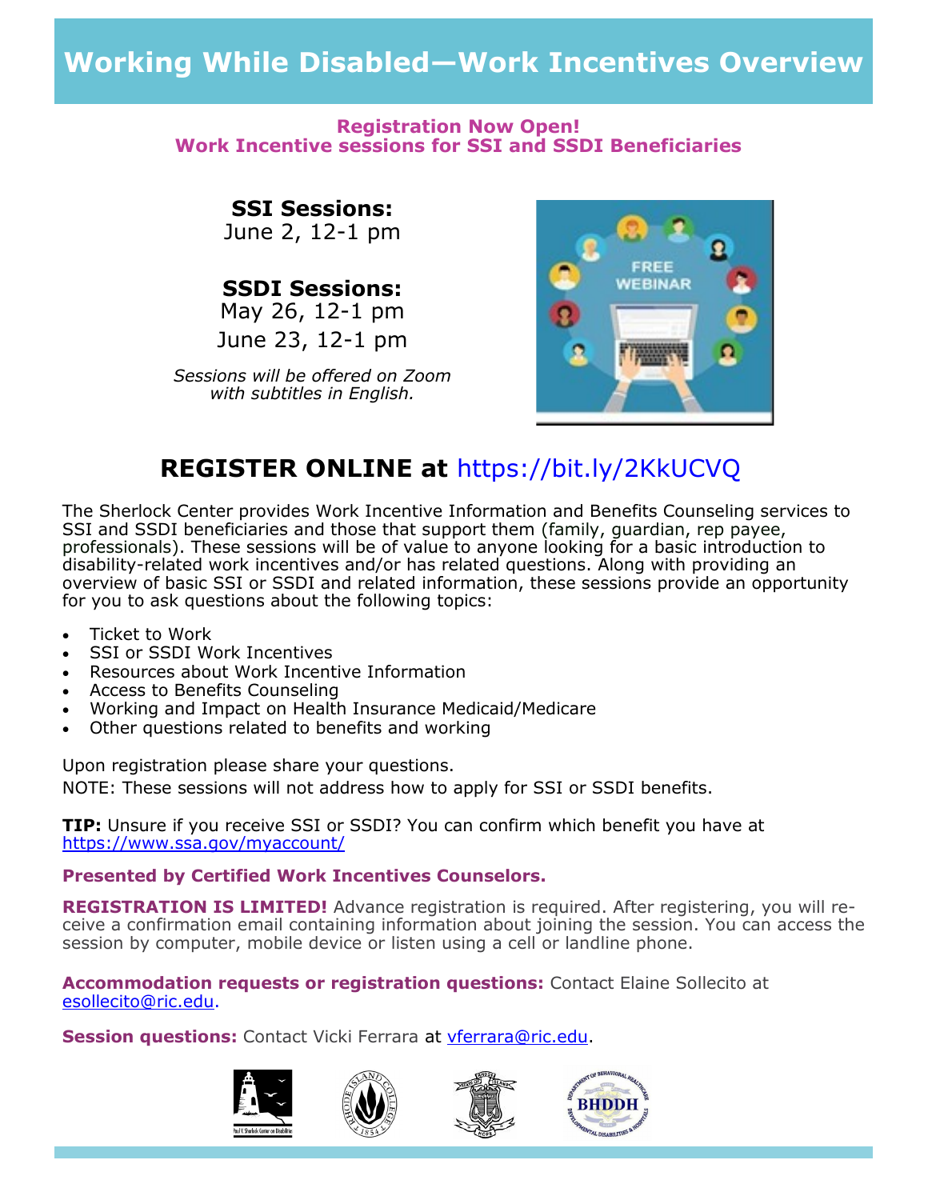# Working While Disabled—Work Incentives Overview

**Registration Now Open!**
**Work Incentive sessions for SSI and SSDI Beneficiaries**

**SSI Sessions:**
June 2, 12-1 pm

**SSDI Sessions:**
May 26, 12-1 pm
June 23, 12-1 pm

*Sessions will be offered on Zoom with subtitles in English.*

FREE WEBINAR

## REGISTER ONLINE at https://bit.ly/2KkUCVQ

The Sherlock Center provides Work Incentive Information and Benefits Counseling services to SSI and SSDI beneficiaries and those that support them (family, guardian, rep payee, professionals). These sessions will be of value to anyone looking for a basic introduction to disability-related work incentives and/or has related questions. Along with providing an overview of basic SSI or SSDI and related information, these sessions provide an opportunity for you to ask questions about the following topics:

- Ticket to Work
- SSI or SSDI Work Incentives
- Resources about Work Incentive Information
- Access to Benefits Counseling
- Working and Impact on Health Insurance Medicaid/Medicare
- Other questions related to benefits and working

Upon registration please share your questions.

NOTE: These sessions will not address how to apply for SSI or SSDI benefits.

**TIP:** Unsure if you receive SSI or SSDI? You can confirm which benefit you have at https://www.ssa.gov/myaccount/

**Presented by Certified Work Incentives Counselors.**

**REGISTRATION IS LIMITED!** Advance registration is required. After registering, you will receive a confirmation email containing information about joining the session. You can access the session by computer, mobile device or listen using a cell or landline phone.

**Accommodation requests or registration questions:** Contact Elaine Sollecito at esollecito@ric.edu.

**Session questions:** Contact Vicki Ferrara at vferrara@ric.edu.